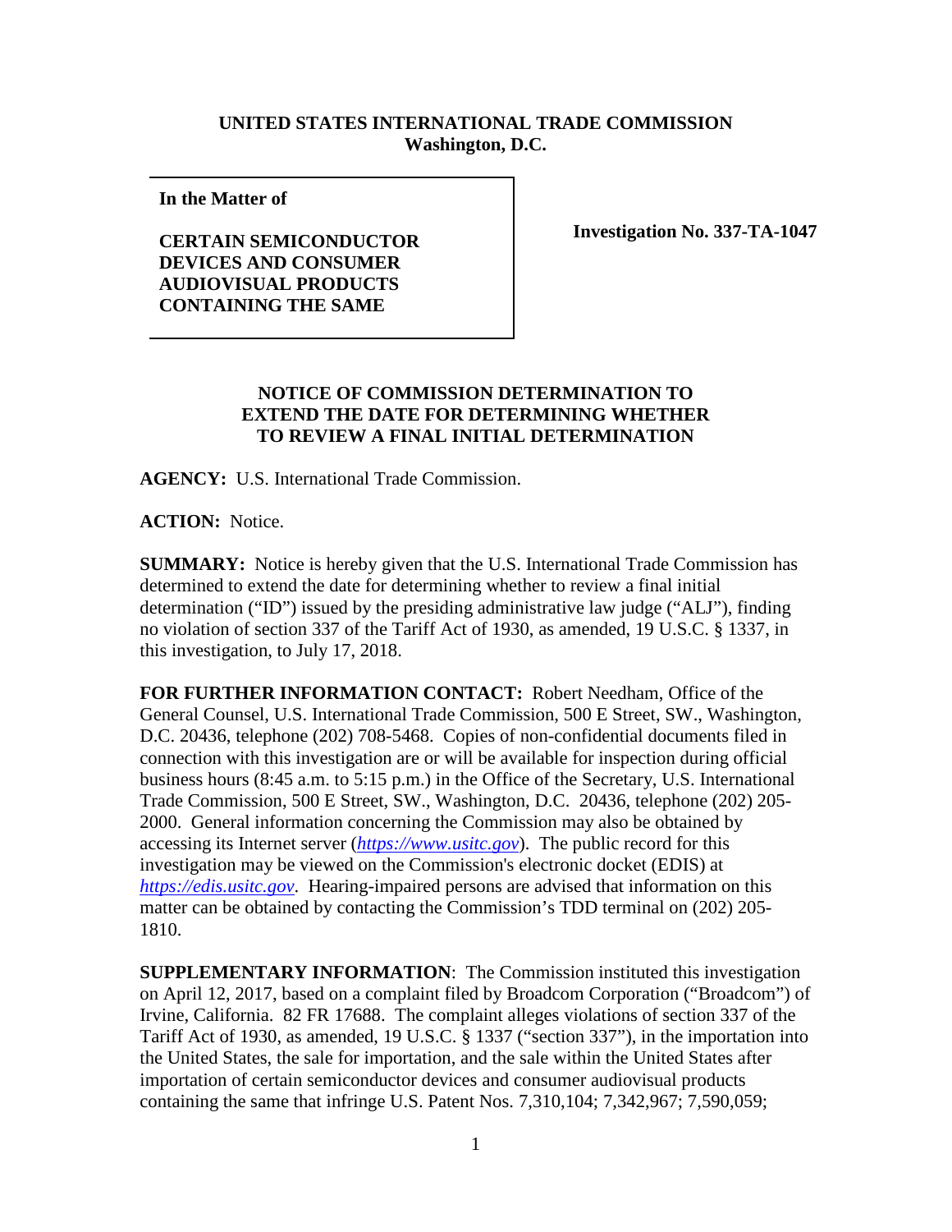**UNITED STATES INTERNATIONAL TRADE COMMISSION**
**Washington, D.C.**

| **In the Matter of** <br><br> **CERTAIN SEMICONDUCTOR DEVICES AND CONSUMER AUDIOVISUAL PRODUCTS CONTAINING THE SAME** | **Investigation No. 337-TA-1047** |
|---|---|

**NOTICE OF COMMISSION DETERMINATION TO EXTEND THE DATE FOR DETERMINING WHETHER TO REVIEW A FINAL INITIAL DETERMINATION**

**AGENCY:** U.S. International Trade Commission.

**ACTION:** Notice.

**SUMMARY:** Notice is hereby given that the U.S. International Trade Commission has determined to extend the date for determining whether to review a final initial determination ("ID") issued by the presiding administrative law judge ("ALJ"), finding no violation of section 337 of the Tariff Act of 1930, as amended, 19 U.S.C. § 1337, in this investigation, to July 17, 2018.

**FOR FURTHER INFORMATION CONTACT:** Robert Needham, Office of the General Counsel, U.S. International Trade Commission, 500 E Street, SW., Washington, D.C. 20436, telephone (202) 708-5468. Copies of non-confidential documents filed in connection with this investigation are or will be available for inspection during official business hours (8:45 a.m. to 5:15 p.m.) in the Office of the Secretary, U.S. International Trade Commission, 500 E Street, SW., Washington, D.C. 20436, telephone (202) 205-2000. General information concerning the Commission may also be obtained by accessing its Internet server (*https://www.usitc.gov*). The public record for this investigation may be viewed on the Commission's electronic docket (EDIS) at *https://edis.usitc.gov*. Hearing-impaired persons are advised that information on this matter can be obtained by contacting the Commission's TDD terminal on (202) 205-1810.

**SUPPLEMENTARY INFORMATION**: The Commission instituted this investigation on April 12, 2017, based on a complaint filed by Broadcom Corporation ("Broadcom") of Irvine, California. 82 FR 17688. The complaint alleges violations of section 337 of the Tariff Act of 1930, as amended, 19 U.S.C. § 1337 ("section 337"), in the importation into the United States, the sale for importation, and the sale within the United States after importation of certain semiconductor devices and consumer audiovisual products containing the same that infringe U.S. Patent Nos. 7,310,104; 7,342,967; 7,590,059;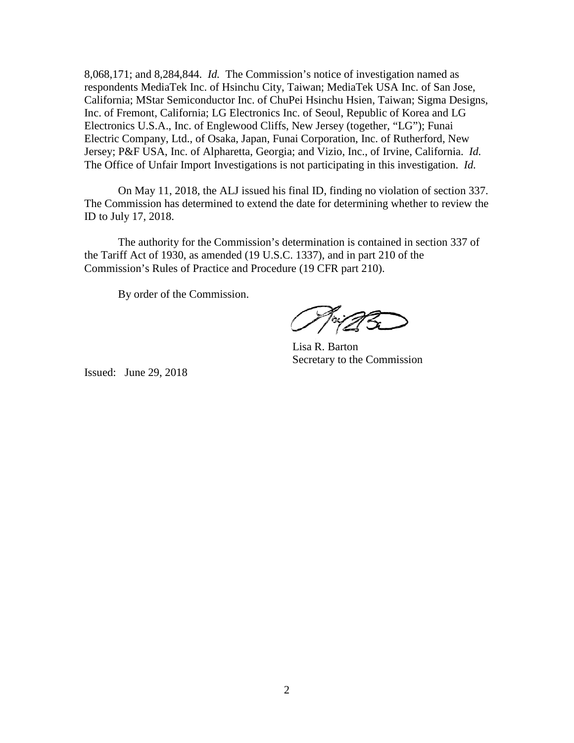8,068,171; and 8,284,844. *Id.* The Commission's notice of investigation named as respondents MediaTek Inc. of Hsinchu City, Taiwan; MediaTek USA Inc. of San Jose, California; MStar Semiconductor Inc. of ChuPei Hsinchu Hsien, Taiwan; Sigma Designs, Inc. of Fremont, California; LG Electronics Inc. of Seoul, Republic of Korea and LG Electronics U.S.A., Inc. of Englewood Cliffs, New Jersey (together, "LG"); Funai Electric Company, Ltd., of Osaka, Japan, Funai Corporation, Inc. of Rutherford, New Jersey; P&F USA, Inc. of Alpharetta, Georgia; and Vizio, Inc., of Irvine, California. *Id.* The Office of Unfair Import Investigations is not participating in this investigation. *Id.*

On May 11, 2018, the ALJ issued his final ID, finding no violation of section 337. The Commission has determined to extend the date for determining whether to review the ID to July 17, 2018.

The authority for the Commission's determination is contained in section 337 of the Tariff Act of 1930, as amended (19 U.S.C. 1337), and in part 210 of the Commission's Rules of Practice and Procedure (19 CFR part 210).

By order of the Commission.

Lisa R. Barton
Secretary to the Commission

Issued: June 29, 2018